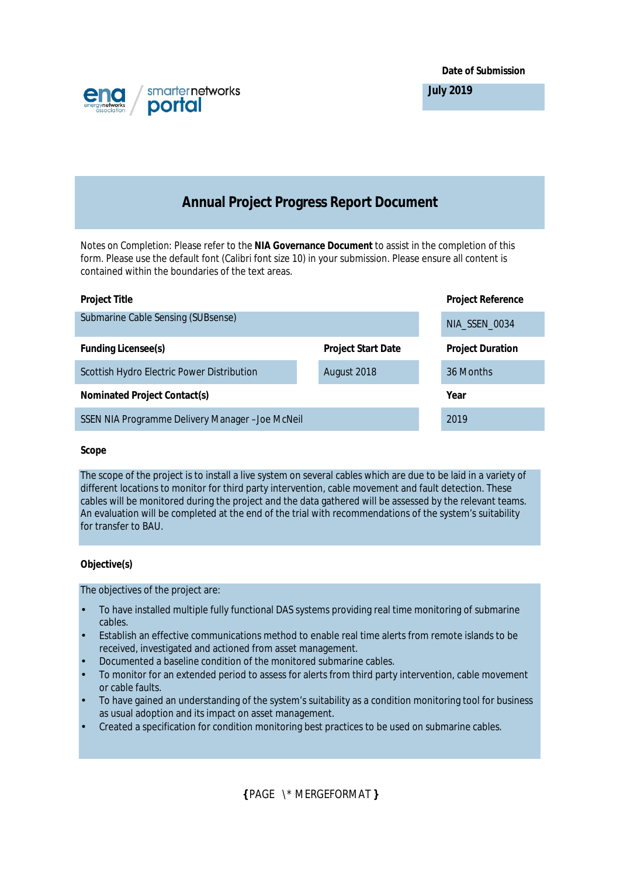Date of Submission

July 2019

# Annual Project Progress Report Document

Notes on Completion: Please refer to the **NIA Governance Document** to assist in the completion of this form. Please use the default font (Calibri font size 10) in your submission. Please ensure all content is contained within the boundaries of the text areas.

| Project Title | | Project Reference |
|---|---|---|
| Submarine Cable Sensing (SUBsense) | | NIA_SSEN_0034 |
| **Funding Licensee(s)** | **Project Start Date** | **Project Duration** |
| Scottish Hydro Electric Power Distribution | August 2018 | 36 Months |
| **Nominated Project Contact(s)** | | **Year** |
| SSEN NIA Programme Delivery Manager – Joe McNeil | | 2019 |

**Scope**

The scope of the project is to install a live system on several cables which are due to be laid in a variety of different locations to monitor for third party intervention, cable movement and fault detection. These cables will be monitored during the project and the data gathered will be assessed by the relevant teams. An evaluation will be completed at the end of the trial with recommendations of the system's suitability for transfer to BAU.

**Objective(s)**

The objectives of the project are:

- To have installed multiple fully functional DAS systems providing real time monitoring of submarine cables.
- Establish an effective communications method to enable real time alerts from remote islands to be received, investigated and actioned from asset management.
- Documented a baseline condition of the monitored submarine cables.
- To monitor for an extended period to assess for alerts from third party intervention, cable movement or cable faults.
- To have gained an understanding of the system's suitability as a condition monitoring tool for business as usual adoption and its impact on asset management.
- Created a specification for condition monitoring best practices to be used on submarine cables.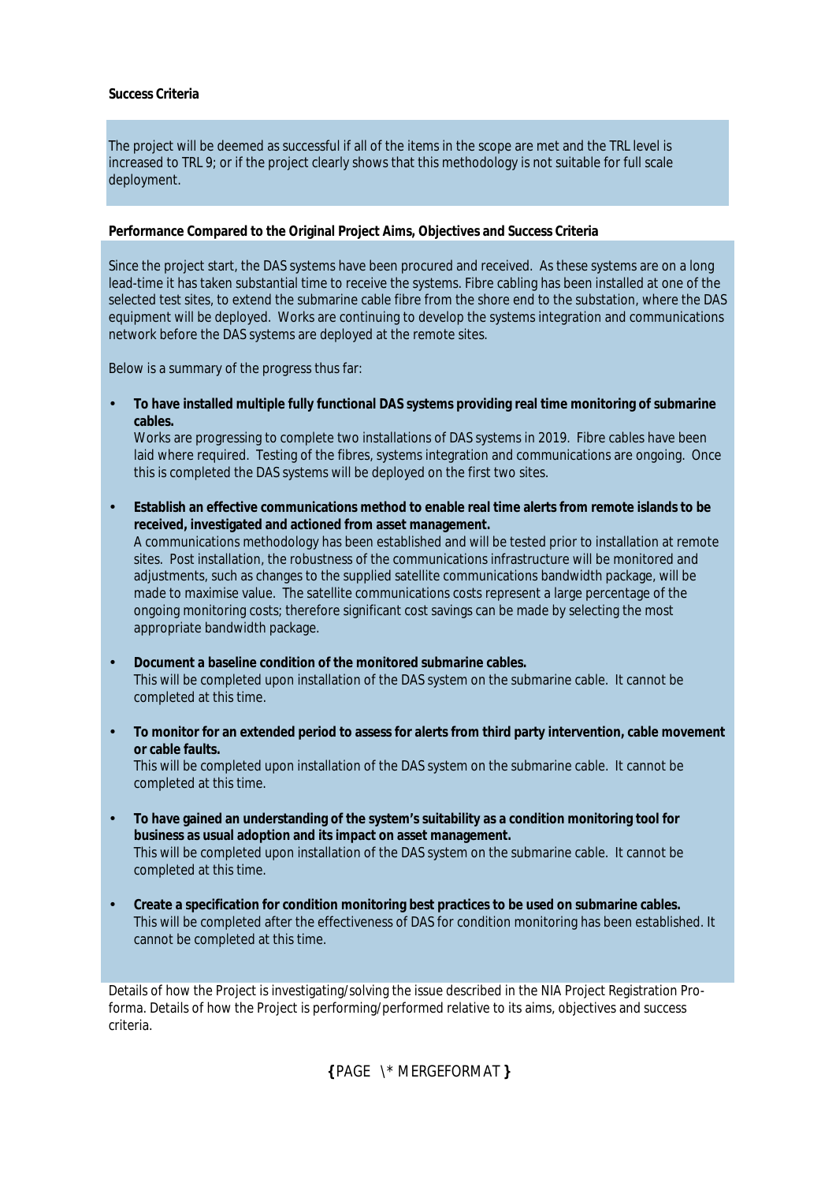**Success Criteria**

The project will be deemed as successful if all of the items in the scope are met and the TRL level is increased to TRL 9; or if the project clearly shows that this methodology is not suitable for full scale deployment.

**Performance Compared to the Original Project Aims, Objectives and Success Criteria**

Since the project start, the DAS systems have been procured and received. As these systems are on a long lead-time it has taken substantial time to receive the systems. Fibre cabling has been installed at one of the selected test sites, to extend the submarine cable fibre from the shore end to the substation, where the DAS equipment will be deployed. Works are continuing to develop the systems integration and communications network before the DAS systems are deployed at the remote sites.

Below is a summary of the progress thus far:

- **To have installed multiple fully functional DAS systems providing real time monitoring of submarine cables.**
  Works are progressing to complete two installations of DAS systems in 2019. Fibre cables have been laid where required. Testing of the fibres, systems integration and communications are ongoing. Once this is completed the DAS systems will be deployed on the first two sites.
- **Establish an effective communications method to enable real time alerts from remote islands to be received, investigated and actioned from asset management.**
  A communications methodology has been established and will be tested prior to installation at remote sites. Post installation, the robustness of the communications infrastructure will be monitored and adjustments, such as changes to the supplied satellite communications bandwidth package, will be made to maximise value. The satellite communications costs represent a large percentage of the ongoing monitoring costs; therefore significant cost savings can be made by selecting the most appropriate bandwidth package.
- **Document a baseline condition of the monitored submarine cables.**
  This will be completed upon installation of the DAS system on the submarine cable. It cannot be completed at this time.
- **To monitor for an extended period to assess for alerts from third party intervention, cable movement or cable faults.**
  This will be completed upon installation of the DAS system on the submarine cable. It cannot be completed at this time.
- **To have gained an understanding of the system's suitability as a condition monitoring tool for business as usual adoption and its impact on asset management.**
  This will be completed upon installation of the DAS system on the submarine cable. It cannot be completed at this time.
- **Create a specification for condition monitoring best practices to be used on submarine cables.**
  This will be completed after the effectiveness of DAS for condition monitoring has been established. It cannot be completed at this time.

Details of how the Project is investigating/solving the issue described in the NIA Project Registration Pro-forma. Details of how the Project is performing/performed relative to its aims, objectives and success criteria.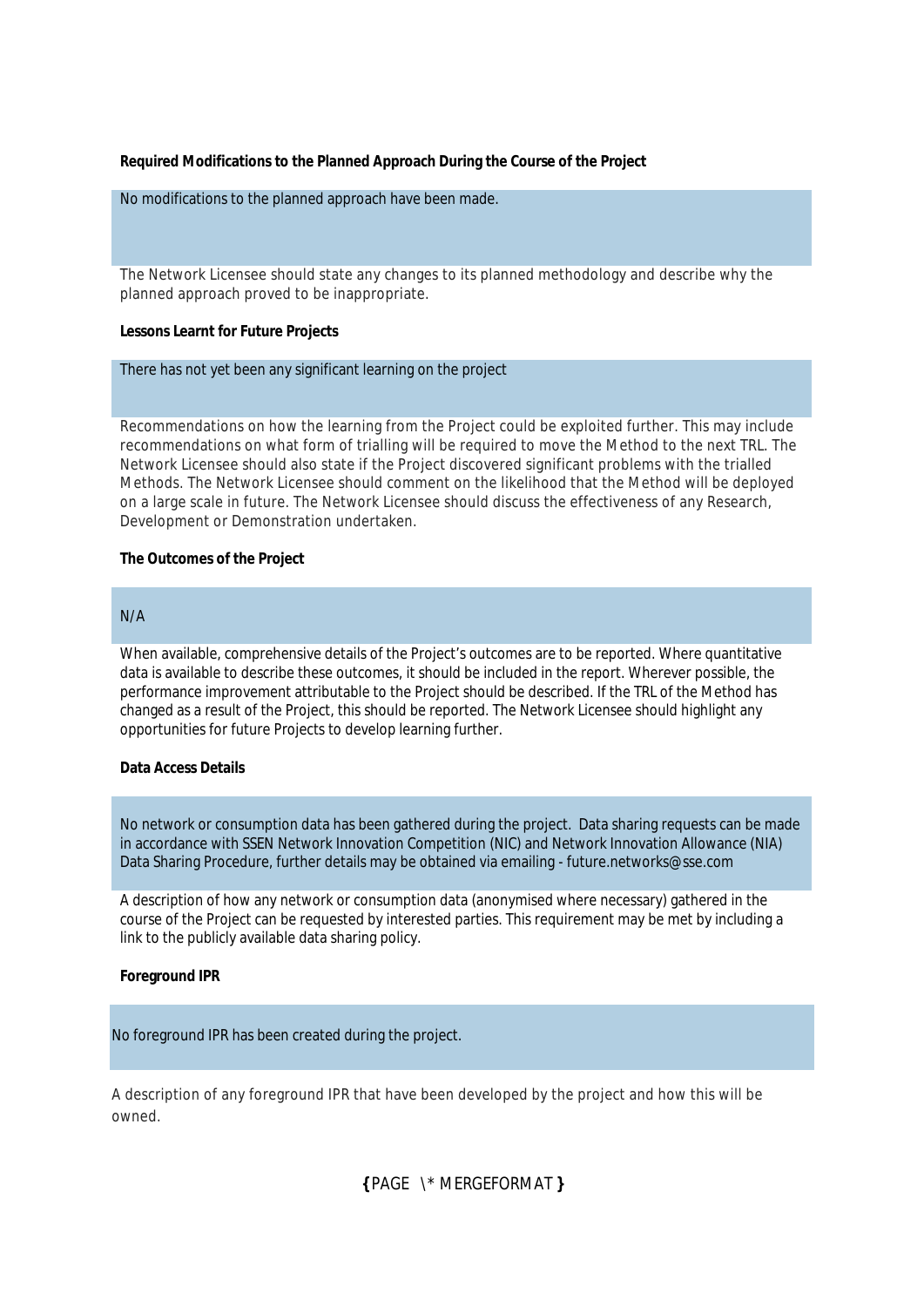**Required Modifications to the Planned Approach During the Course of the Project**

No modifications to the planned approach have been made.

The Network Licensee should state any changes to its planned methodology and describe why the planned approach proved to be inappropriate.

**Lessons Learnt for Future Projects**

There has not yet been any significant learning on the project

Recommendations on how the learning from the Project could be exploited further. This may include recommendations on what form of trialling will be required to move the Method to the next TRL. The Network Licensee should also state if the Project discovered significant problems with the trialled Methods. The Network Licensee should comment on the likelihood that the Method will be deployed on a large scale in future. The Network Licensee should discuss the effectiveness of any Research, Development or Demonstration undertaken.

**The Outcomes of the Project**

N/A

When available, comprehensive details of the Project's outcomes are to be reported. Where quantitative data is available to describe these outcomes, it should be included in the report. Wherever possible, the performance improvement attributable to the Project should be described. If the TRL of the Method has changed as a result of the Project, this should be reported. The Network Licensee should highlight any opportunities for future Projects to develop learning further.

**Data Access Details**

No network or consumption data has been gathered during the project. Data sharing requests can be made in accordance with SSEN Network Innovation Competition (NIC) and Network Innovation Allowance (NIA) Data Sharing Procedure, further details may be obtained via emailing - future.networks@sse.com

A description of how any network or consumption data (anonymised where necessary) gathered in the course of the Project can be requested by interested parties. This requirement may be met by including a link to the publicly available data sharing policy.

**Foreground IPR**

No foreground IPR has been created during the project.

A description of any foreground IPR that have been developed by the project and how this will be owned.